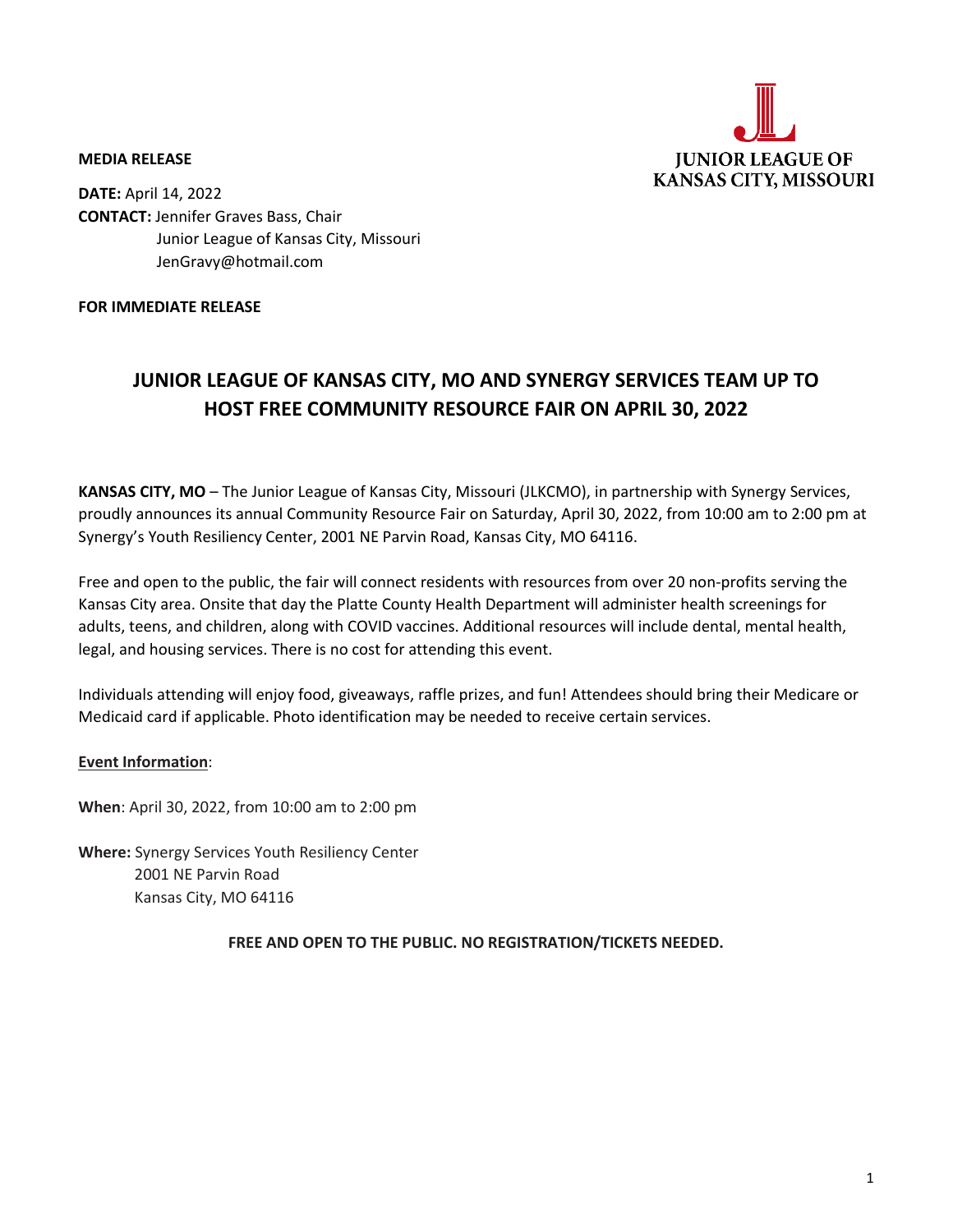**JUNIOR LEAGUE OF KANSAS CITY, MISSOURI**

**MEDIA RELEASE**

**DATE:** April 14, 2022
**CONTACT:** Jennifer Graves Bass, Chair
Junior League of Kansas City, Missouri
JenGravy@hotmail.com

**FOR IMMEDIATE RELEASE**

# JUNIOR LEAGUE OF KANSAS CITY, MO AND SYNERGY SERVICES TEAM UP TO HOST FREE COMMUNITY RESOURCE FAIR ON APRIL 30, 2022

**KANSAS CITY, MO** – The Junior League of Kansas City, Missouri (JLKCMO), in partnership with Synergy Services, proudly announces its annual Community Resource Fair on Saturday, April 30, 2022, from 10:00 am to 2:00 pm at Synergy's Youth Resiliency Center, 2001 NE Parvin Road, Kansas City, MO 64116.

Free and open to the public, the fair will connect residents with resources from over 20 non-profits serving the Kansas City area. Onsite that day the Platte County Health Department will administer health screenings for adults, teens, and children, along with COVID vaccines. Additional resources will include dental, mental health, legal, and housing services. There is no cost for attending this event.

Individuals attending will enjoy food, giveaways, raffle prizes, and fun! Attendees should bring their Medicare or Medicaid card if applicable. Photo identification may be needed to receive certain services.

**Event Information**:

**When**: April 30, 2022, from 10:00 am to 2:00 pm

**Where:** Synergy Services Youth Resiliency Center
2001 NE Parvin Road
Kansas City, MO 64116

**FREE AND OPEN TO THE PUBLIC. NO REGISTRATION/TICKETS NEEDED.**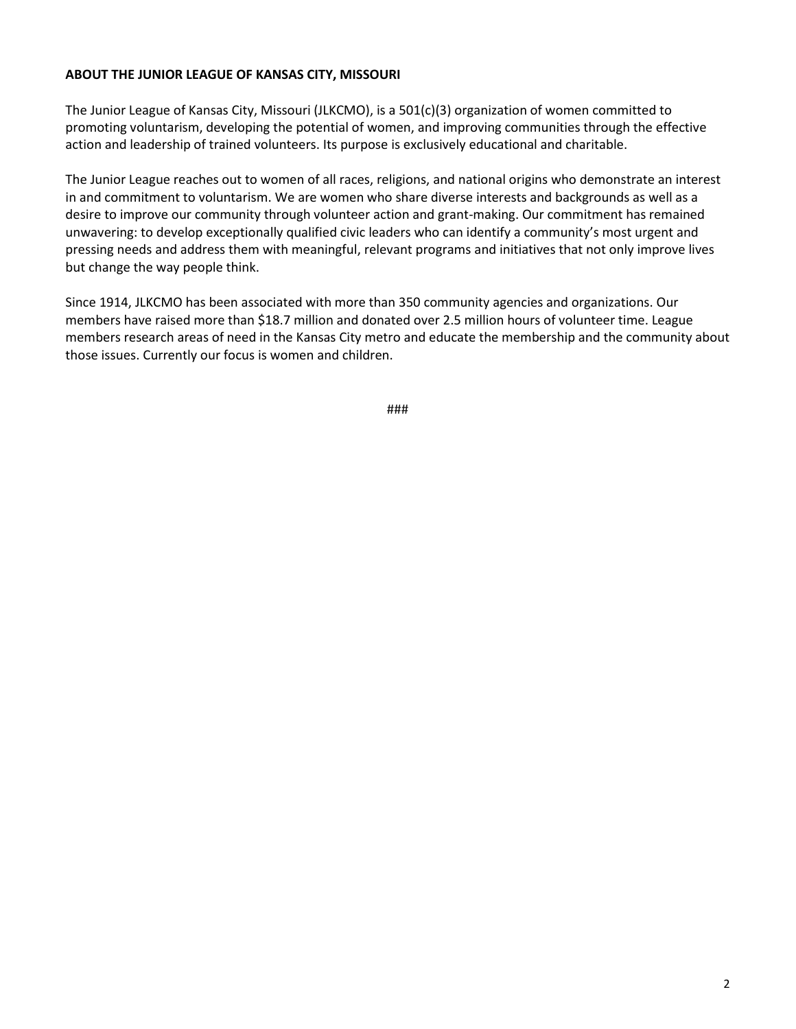**ABOUT THE JUNIOR LEAGUE OF KANSAS CITY, MISSOURI**

The Junior League of Kansas City, Missouri (JLKCMO), is a 501(c)(3) organization of women committed to promoting voluntarism, developing the potential of women, and improving communities through the effective action and leadership of trained volunteers. Its purpose is exclusively educational and charitable.

The Junior League reaches out to women of all races, religions, and national origins who demonstrate an interest in and commitment to voluntarism. We are women who share diverse interests and backgrounds as well as a desire to improve our community through volunteer action and grant-making. Our commitment has remained unwavering: to develop exceptionally qualified civic leaders who can identify a community's most urgent and pressing needs and address them with meaningful, relevant programs and initiatives that not only improve lives but change the way people think.

Since 1914, JLKCMO has been associated with more than 350 community agencies and organizations. Our members have raised more than $18.7 million and donated over 2.5 million hours of volunteer time. League members research areas of need in the Kansas City metro and educate the membership and the community about those issues. Currently our focus is women and children.

###